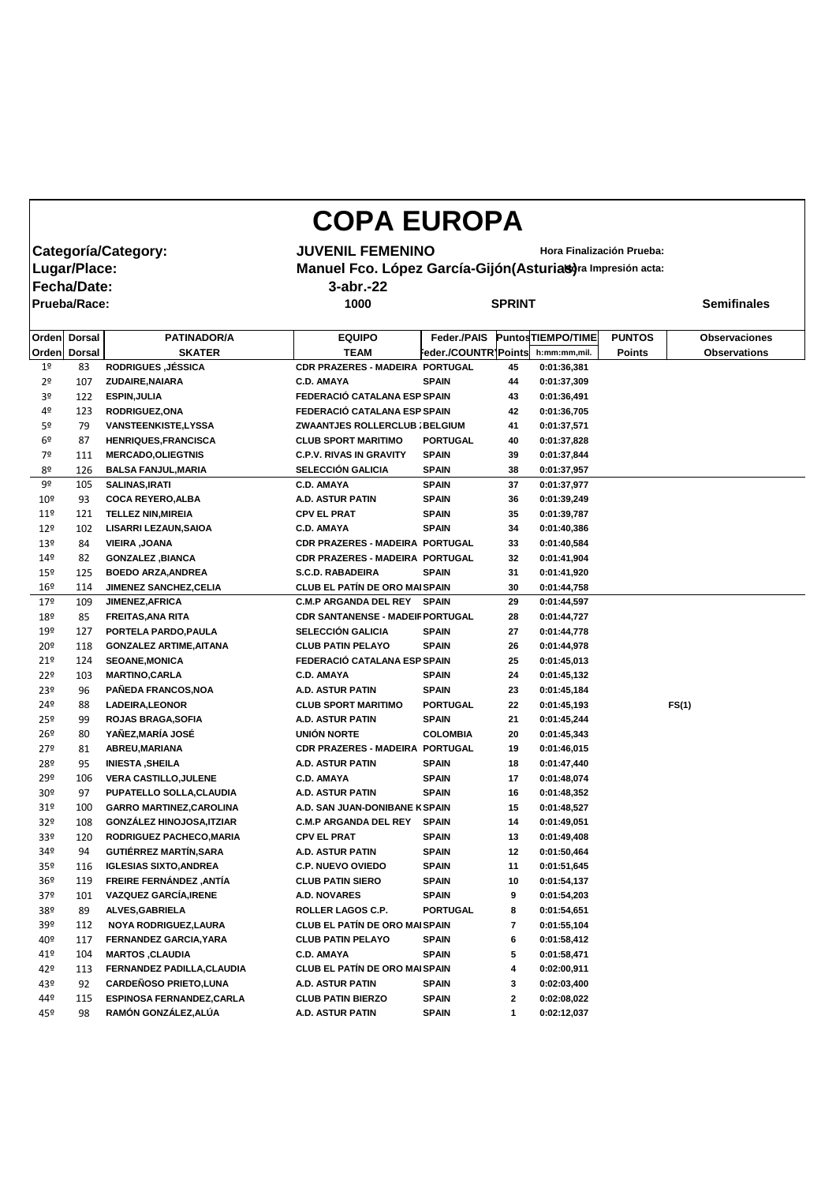# COPA EUROPA

**Categoría/Category:** JUVENIL FEMENINO
**Lugar/Place:** Manuel Fco. López García-Gijón(Asturias)
**Fecha/Date:** 3-abr.-22
**Prueba/Race:** 1000 SPRINT **Semifinales**

Hora Finalización Prueba:
Hora Impresión acta:

| Orden | Dorsal | PATINADOR/A | EQUIPO | Feder./PAIS | Puntos | TIEMPO/TIME | PUNTOS | Observaciones |
|---|---|---|---|---|---|---|---|---|
| Orden | Dorsal | SKATER | TEAM | Feder./COUNTRY | Points | h:mm:mm,mil. | Points | Observations |
| 1º | 83 | RODRIGUES ,JÉSSICA | CDR PRAZERES - MADEIRA | PORTUGAL | 45 | 0:01:36,381 | | |
| 2º | 107 | ZUDAIRE,NAIARA | C.D. AMAYA | SPAIN | 44 | 0:01:37,309 | | |
| 3º | 122 | ESPIN,JULIA | FEDERACIÓ CATALANA ESP | SPAIN | 43 | 0:01:36,491 | | |
| 4º | 123 | RODRIGUEZ,ONA | FEDERACIÓ CATALANA ESP | SPAIN | 42 | 0:01:36,705 | | |
| 5º | 79 | VANSTEENKISTE,LYSSA | ZWAANTJES ROLLERCLUB | BELGIUM | 41 | 0:01:37,571 | | |
| 6º | 87 | HENRIQUES,FRANCISCA | CLUB SPORT MARITIMO | PORTUGAL | 40 | 0:01:37,828 | | |
| 7º | 111 | MERCADO,OLIEGTNIS | C.P.V. RIVAS IN GRAVITY | SPAIN | 39 | 0:01:37,844 | | |
| 8º | 126 | BALSA FANJUL,MARIA | SELECCIÓN GALICIA | SPAIN | 38 | 0:01:37,957 | | |
| 9º | 105 | SALINAS,IRATI | C.D. AMAYA | SPAIN | 37 | 0:01:37,977 | | |
| 10º | 93 | COCA REYERO,ALBA | A.D. ASTUR PATIN | SPAIN | 36 | 0:01:39,249 | | |
| 11º | 121 | TELLEZ NIN,MIREIA | CPV EL PRAT | SPAIN | 35 | 0:01:39,787 | | |
| 12º | 102 | LISARRI LEZAUN,SAIOA | C.D. AMAYA | SPAIN | 34 | 0:01:40,386 | | |
| 13º | 84 | VIEIRA ,JOANA | CDR PRAZERES - MADEIRA | PORTUGAL | 33 | 0:01:40,584 | | |
| 14º | 82 | GONZALEZ ,BIANCA | CDR PRAZERES - MADEIRA | PORTUGAL | 32 | 0:01:41,904 | | |
| 15º | 125 | BOEDO ARZA,ANDREA | S.C.D. RABADEIRA | SPAIN | 31 | 0:01:41,920 | | |
| 16º | 114 | JIMENEZ SANCHEZ,CELIA | CLUB EL PATÍN DE ORO MAI | SPAIN | 30 | 0:01:44,758 | | |
| 17º | 109 | JIMENEZ,AFRICA | C.M.P ARGANDA DEL REY | SPAIN | 29 | 0:01:44,597 | | |
| 18º | 85 | FREITAS,ANA RITA | CDR SANTANENSE - MADEIR | PORTUGAL | 28 | 0:01:44,727 | | |
| 19º | 127 | PORTELA PARDO,PAULA | SELECCIÓN GALICIA | SPAIN | 27 | 0:01:44,778 | | |
| 20º | 118 | GONZALEZ ARTIME,AITANA | CLUB PATIN PELAYO | SPAIN | 26 | 0:01:44,978 | | |
| 21º | 124 | SEOANE,MONICA | FEDERACIÓ CATALANA ESP | SPAIN | 25 | 0:01:45,013 | | |
| 22º | 103 | MARTINO,CARLA | C.D. AMAYA | SPAIN | 24 | 0:01:45,132 | | |
| 23º | 96 | PAÑEDA FRANCOS,NOA | A.D. ASTUR PATIN | SPAIN | 23 | 0:01:45,184 | | |
| 24º | 88 | LADEIRA,LEONOR | CLUB SPORT MARITIMO | PORTUGAL | 22 | 0:01:45,193 | | FS(1) |
| 25º | 99 | ROJAS BRAGA,SOFIA | A.D. ASTUR PATIN | SPAIN | 21 | 0:01:45,244 | | |
| 26º | 80 | YAÑEZ,MARÍA JOSÉ | UNIÓN NORTE | COLOMBIA | 20 | 0:01:45,343 | | |
| 27º | 81 | ABREU,MARIANA | CDR PRAZERES - MADEIRA | PORTUGAL | 19 | 0:01:46,015 | | |
| 28º | 95 | INIESTA ,SHEILA | A.D. ASTUR PATIN | SPAIN | 18 | 0:01:47,440 | | |
| 29º | 106 | VERA CASTILLO,JULENE | C.D. AMAYA | SPAIN | 17 | 0:01:48,074 | | |
| 30º | 97 | PUPATELLO SOLLA,CLAUDIA | A.D. ASTUR PATIN | SPAIN | 16 | 0:01:48,352 | | |
| 31º | 100 | GARRO MARTINEZ,CAROLINA | A.D. SAN JUAN-DONIBANE K | SPAIN | 15 | 0:01:48,527 | | |
| 32º | 108 | GONZÁLEZ HINOJOSA,ITZIAR | C.M.P ARGANDA DEL REY | SPAIN | 14 | 0:01:49,051 | | |
| 33º | 120 | RODRIGUEZ PACHECO,MARIA | CPV EL PRAT | SPAIN | 13 | 0:01:49,408 | | |
| 34º | 94 | GUTIÉRREZ MARTÍN,SARA | A.D. ASTUR PATIN | SPAIN | 12 | 0:01:50,464 | | |
| 35º | 116 | IGLESIAS SIXTO,ANDREA | C.P. NUEVO OVIEDO | SPAIN | 11 | 0:01:51,645 | | |
| 36º | 119 | FREIRE FERNÁNDEZ ,ANTÍA | CLUB PATIN SIERO | SPAIN | 10 | 0:01:54,137 | | |
| 37º | 101 | VAZQUEZ GARCÍA,IRENE | A.D. NOVARES | SPAIN | 9 | 0:01:54,203 | | |
| 38º | 89 | ALVES,GABRIELA | ROLLER LAGOS C.P. | PORTUGAL | 8 | 0:01:54,651 | | |
| 39º | 112 | NOYA RODRIGUEZ,LAURA | CLUB EL PATÍN DE ORO MAI | SPAIN | 7 | 0:01:55,104 | | |
| 40º | 117 | FERNANDEZ GARCIA,YARA | CLUB PATIN PELAYO | SPAIN | 6 | 0:01:58,412 | | |
| 41º | 104 | MARTOS ,CLAUDIA | C.D. AMAYA | SPAIN | 5 | 0:01:58,471 | | |
| 42º | 113 | FERNANDEZ PADILLA,CLAUDIA | CLUB EL PATÍN DE ORO MAI | SPAIN | 4 | 0:02:00,911 | | |
| 43º | 92 | CARDEÑOSO PRIETO,LUNA | A.D. ASTUR PATIN | SPAIN | 3 | 0:02:03,400 | | |
| 44º | 115 | ESPINOSA FERNANDEZ,CARLA | CLUB PATIN BIERZO | SPAIN | 2 | 0:02:08,022 | | |
| 45º | 98 | RAMÓN GONZÁLEZ,ALÚA | A.D. ASTUR PATIN | SPAIN | 1 | 0:02:12,037 | | |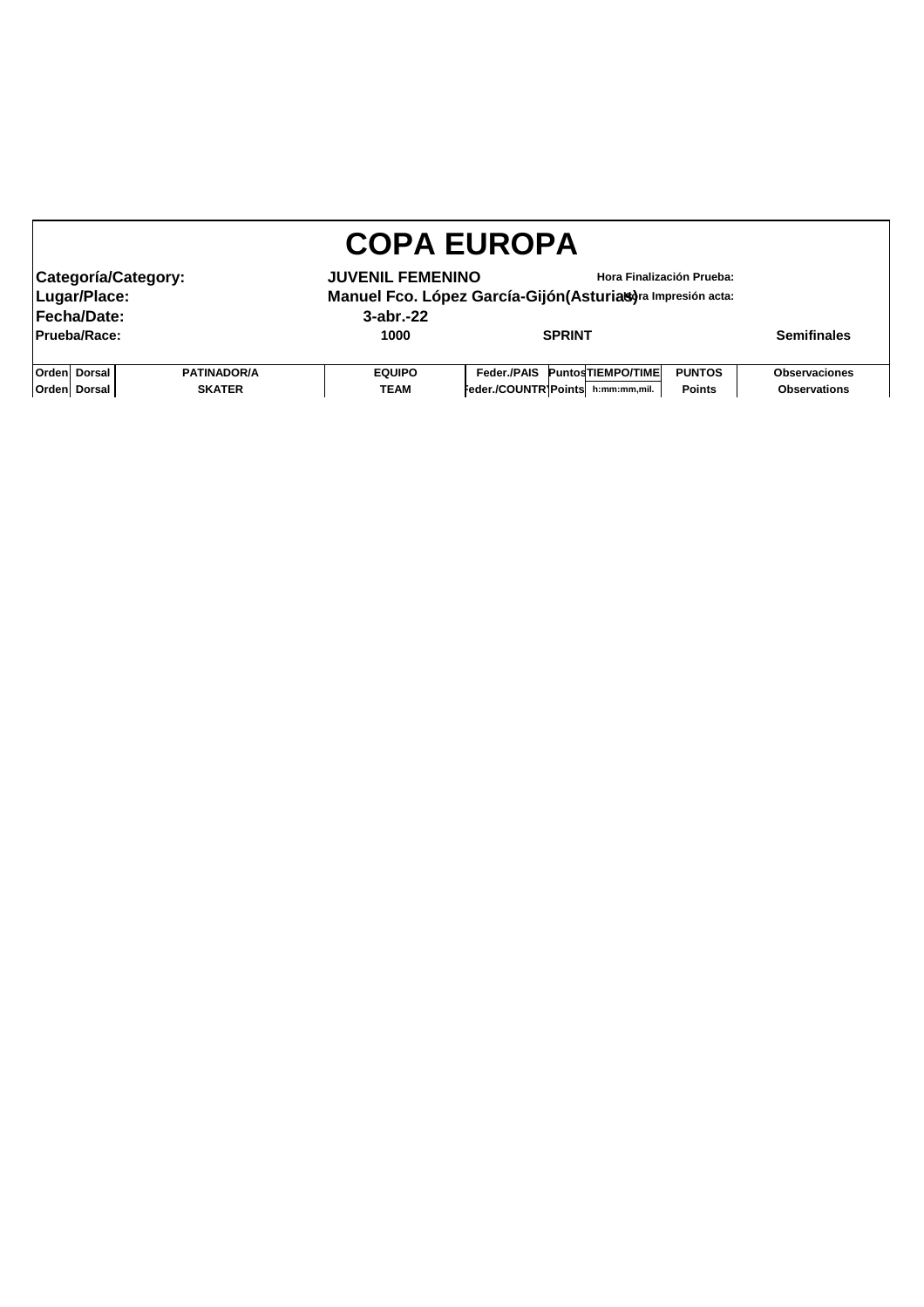# COPA EUROPA

| | | | |
|---|---|---|---|
| **Categoría/Category:** | **JUVENIL FEMENINO** | **Hora Finalización Prueba:** | |
| **Lugar/Place:** | **Manuel Fco. López García-Gijón(Asturias)** | **Hora Impresión acta:** | |
| **Fecha/Date:** | **3-abr.-22** | | |
| **Prueba/Race:** | **1000** | **SPRINT** | **Semifinales** |

| Orden | Dorsal | PATINADOR/A | EQUIPO | Feder./PAIS | Puntos | TIEMPO/TIME | PUNTOS | Observaciones |
|---|---|---|---|---|---|---|---|---|
| Orden | Dorsal | SKATER | TEAM | Feder./COUNTRY | Points | h:mm:mm,mil. | Points | Observations |